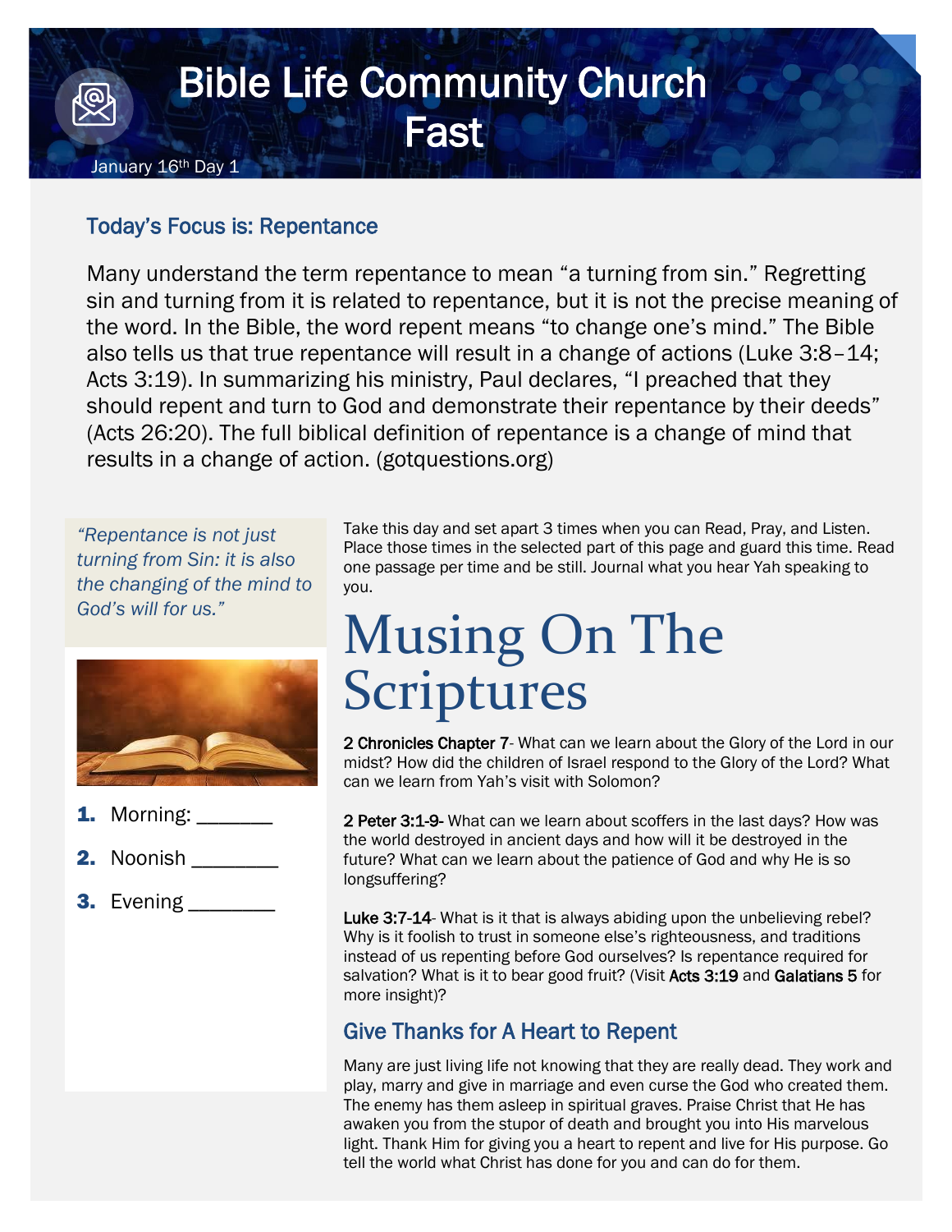# Bible Life Community Church Fast

January 16th Day 1

## Today's Focus is: Repentance

Many understand the term repentance to mean "a turning from sin." Regretting sin and turning from it is related to repentance, but it is not the precise meaning of the word. In the Bible, the word repent means "to change one's mind." The Bible also tells us that true repentance will result in a change of actions (Luke 3:8–14; Acts 3:19). In summarizing his ministry, Paul declares, "I preached that they should repent and turn to God and demonstrate their repentance by their deeds" (Acts 26:20). The full biblical definition of repentance is a change of mind that results in a change of action. (gotquestions.org)

*"Repentance is not just turning from Sin: it is also the changing of the mind to God's will for us."*

1. Morning: _______
2. Noonish ________
3. Evening ________

Take this day and set apart 3 times when you can Read, Pray, and Listen. Place those times in the selected part of this page and guard this time. Read one passage per time and be still. Journal what you hear Yah speaking to you.

# Musing On The Scriptures

**2 Chronicles Chapter 7**- What can we learn about the Glory of the Lord in our midst? How did the children of Israel respond to the Glory of the Lord? What can we learn from Yah's visit with Solomon?

**2 Peter 3:1-9**- What can we learn about scoffers in the last days? How was the world destroyed in ancient days and how will it be destroyed in the future? What can we learn about the patience of God and why He is so longsuffering?

**Luke 3:7-14**- What is it that is always abiding upon the unbelieving rebel? Why is it foolish to trust in someone else's righteousness, and traditions instead of us repenting before God ourselves? Is repentance required for salvation? What is it to bear good fruit? (Visit **Acts 3:19** and **Galatians 5** for more insight)?

## Give Thanks for A Heart to Repent

Many are just living life not knowing that they are really dead. They work and play, marry and give in marriage and even curse the God who created them. The enemy has them asleep in spiritual graves. Praise Christ that He has awaken you from the stupor of death and brought you into His marvelous light. Thank Him for giving you a heart to repent and live for His purpose. Go tell the world what Christ has done for you and can do for them.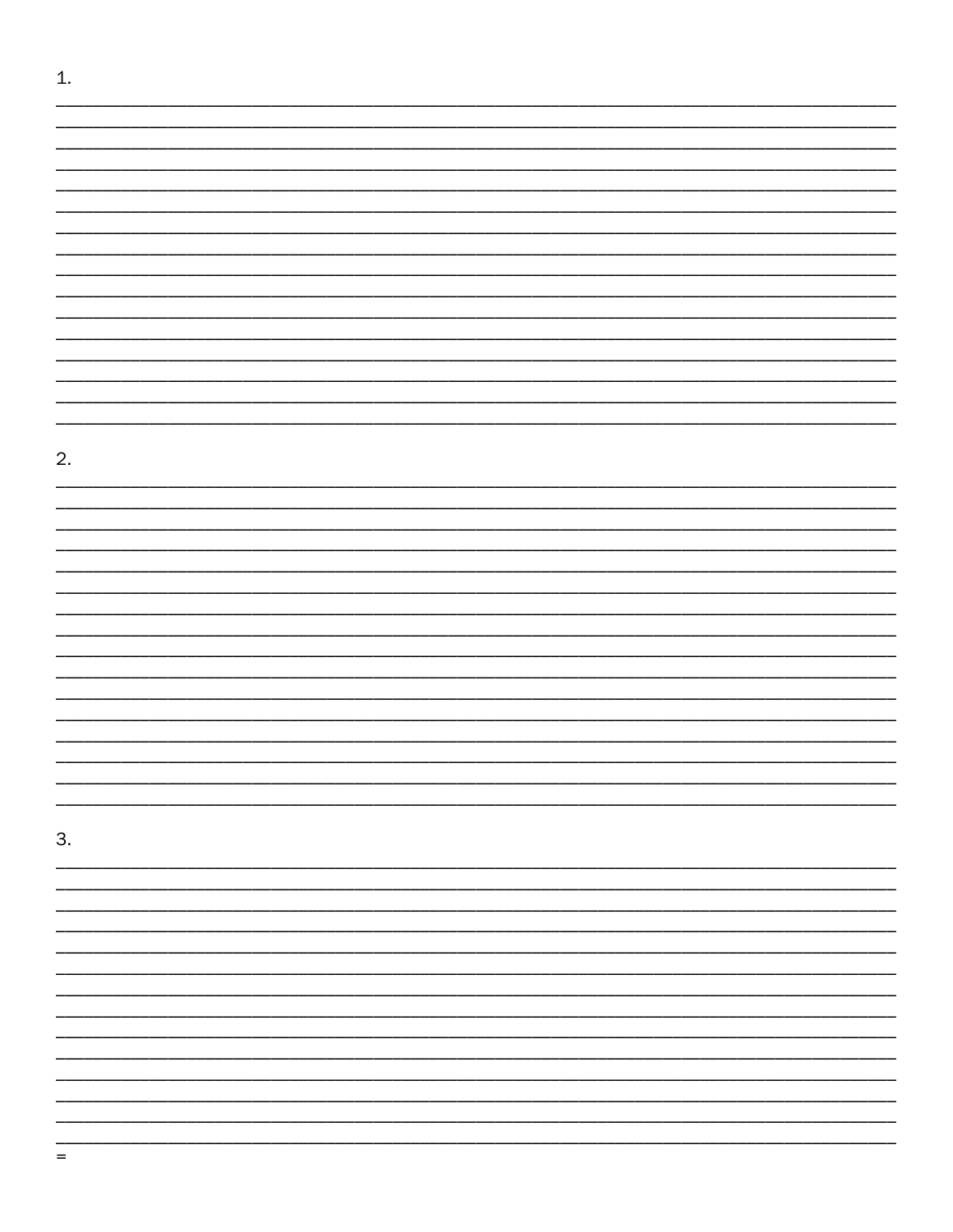1.

2.

3.

=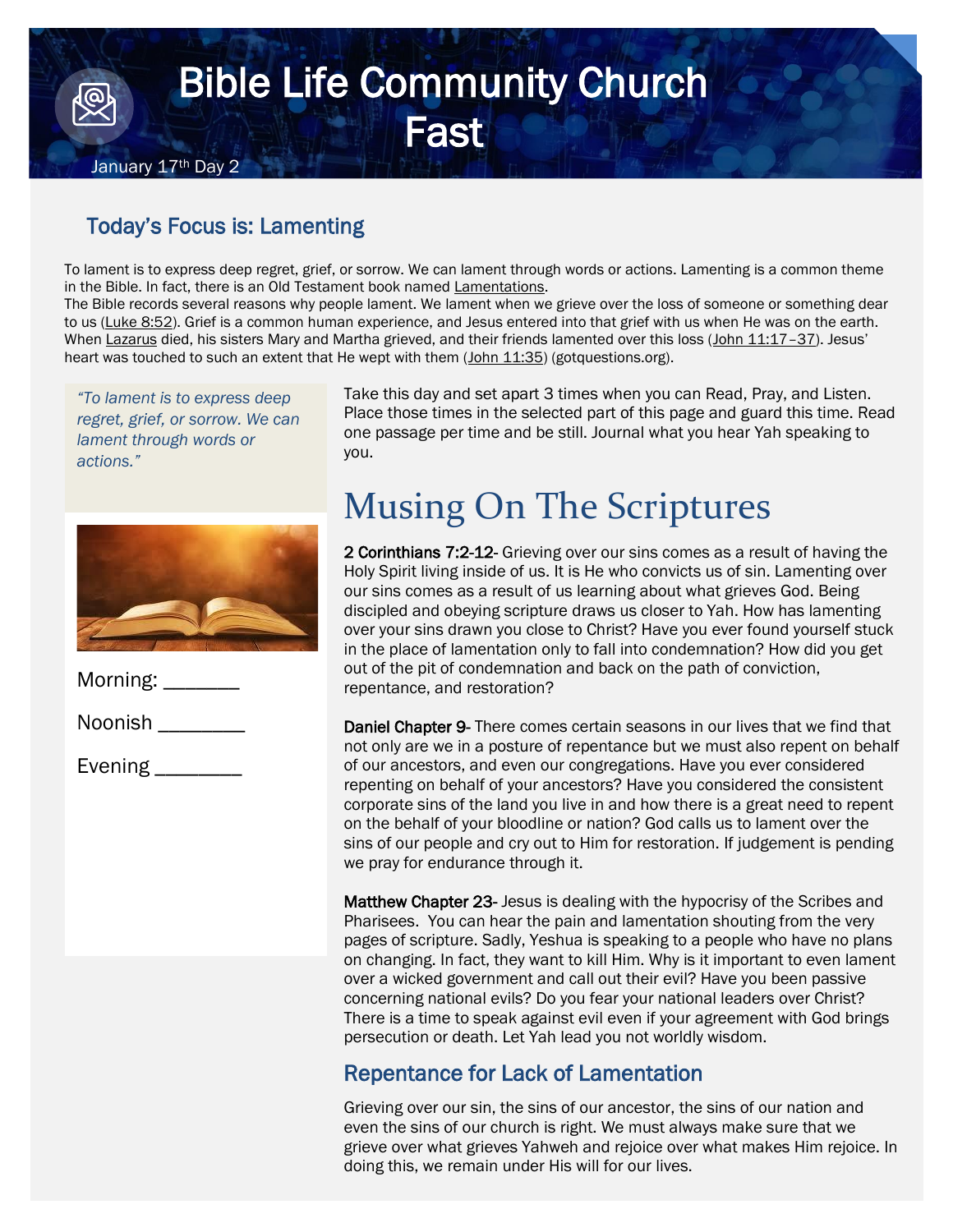# Bible Life Community Church Fast

January 17th Day 2

## Today's Focus is: Lamenting

To lament is to express deep regret, grief, or sorrow. We can lament through words or actions. Lamenting is a common theme in the Bible. In fact, there is an Old Testament book named Lamentations.
The Bible records several reasons why people lament. We lament when we grieve over the loss of someone or something dear to us (Luke 8:52). Grief is a common human experience, and Jesus entered into that grief with us when He was on the earth. When Lazarus died, his sisters Mary and Martha grieved, and their friends lamented over this loss (John 11:17–37). Jesus' heart was touched to such an extent that He wept with them (John 11:35) (gotquestions.org).

*"To lament is to express deep regret, grief, or sorrow. We can lament through words or actions."*

Morning: _______

Noonish ________

Evening ________

Take this day and set apart 3 times when you can Read, Pray, and Listen. Place those times in the selected part of this page and guard this time. Read one passage per time and be still. Journal what you hear Yah speaking to you.

# Musing On The Scriptures

**2 Corinthians 7:2-12**- Grieving over our sins comes as a result of having the Holy Spirit living inside of us. It is He who convicts us of sin. Lamenting over our sins comes as a result of us learning about what grieves God. Being discipled and obeying scripture draws us closer to Yah. How has lamenting over your sins drawn you close to Christ? Have you ever found yourself stuck in the place of lamentation only to fall into condemnation? How did you get out of the pit of condemnation and back on the path of conviction, repentance, and restoration?

**Daniel Chapter 9**- There comes certain seasons in our lives that we find that not only are we in a posture of repentance but we must also repent on behalf of our ancestors, and even our congregations. Have you ever considered repenting on behalf of your ancestors? Have you considered the consistent corporate sins of the land you live in and how there is a great need to repent on the behalf of your bloodline or nation? God calls us to lament over the sins of our people and cry out to Him for restoration. If judgement is pending we pray for endurance through it.

**Matthew Chapter 23**- Jesus is dealing with the hypocrisy of the Scribes and Pharisees. You can hear the pain and lamentation shouting from the very pages of scripture. Sadly, Yeshua is speaking to a people who have no plans on changing. In fact, they want to kill Him. Why is it important to even lament over a wicked government and call out their evil? Have you been passive concerning national evils? Do you fear your national leaders over Christ? There is a time to speak against evil even if your agreement with God brings persecution or death. Let Yah lead you not worldly wisdom.

## Repentance for Lack of Lamentation

Grieving over our sin, the sins of our ancestor, the sins of our nation and even the sins of our church is right. We must always make sure that we grieve over what grieves Yahweh and rejoice over what makes Him rejoice. In doing this, we remain under His will for our lives.